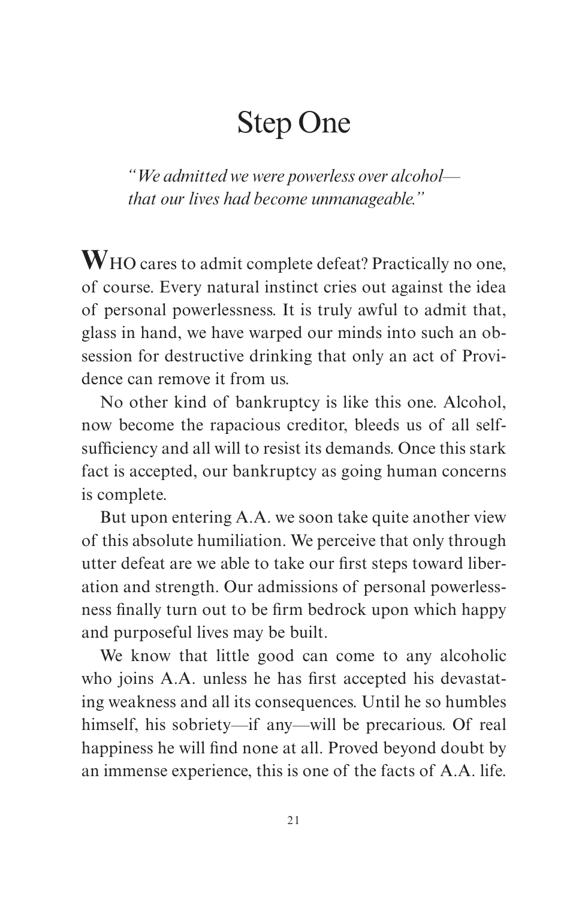# Step One

*"We admitted we were powerless over alcohol—that our lives had become unmanageable."*

**W**HO cares to admit complete defeat? Practically no one, of course. Every natural instinct cries out against the idea of personal powerlessness. It is truly awful to admit that, glass in hand, we have warped our minds into such an obsession for destructive drinking that only an act of Providence can remove it from us.

No other kind of bankruptcy is like this one. Alcohol, now become the rapacious creditor, bleeds us of all self-sufficiency and all will to resist its demands. Once this stark fact is accepted, our bankruptcy as going human concerns is complete.

But upon entering A.A. we soon take quite another view of this absolute humiliation. We perceive that only through utter defeat are we able to take our first steps toward liberation and strength. Our admissions of personal powerlessness finally turn out to be firm bedrock upon which happy and purposeful lives may be built.

We know that little good can come to any alcoholic who joins A.A. unless he has first accepted his devastating weakness and all its consequences. Until he so humbles himself, his sobriety—if any—will be precarious. Of real happiness he will find none at all. Proved beyond doubt by an immense experience, this is one of the facts of A.A. life.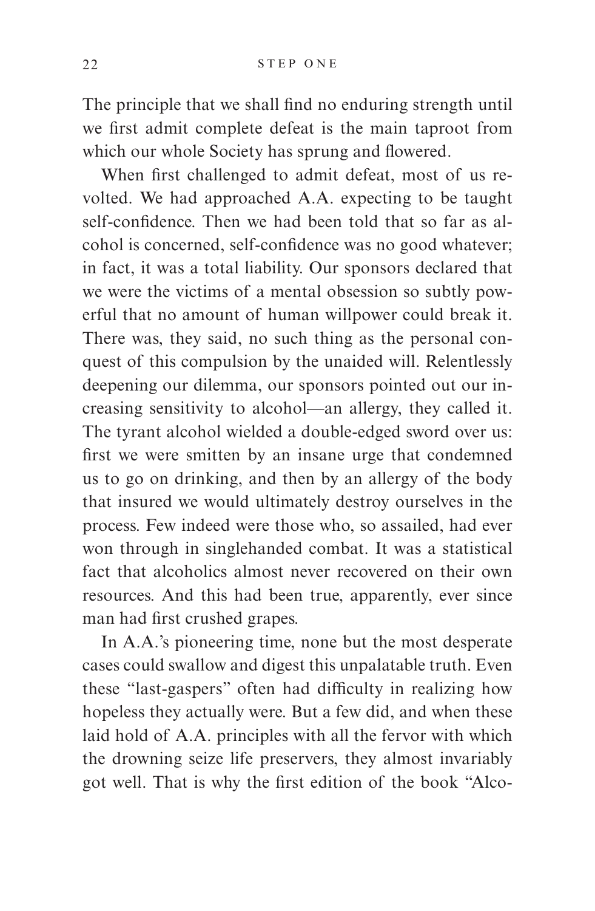The principle that we shall find no enduring strength until we first admit complete defeat is the main taproot from which our whole Society has sprung and flowered.

When first challenged to admit defeat, most of us revolted. We had approached A.A. expecting to be taught self-confidence. Then we had been told that so far as alcohol is concerned, self-confidence was no good whatever; in fact, it was a total liability. Our sponsors declared that we were the victims of a mental obsession so subtly powerful that no amount of human willpower could break it. There was, they said, no such thing as the personal conquest of this compulsion by the unaided will. Relentlessly deepening our dilemma, our sponsors pointed out our increasing sensitivity to alcohol—an allergy, they called it. The tyrant alcohol wielded a double-edged sword over us: first we were smitten by an insane urge that condemned us to go on drinking, and then by an allergy of the body that insured we would ultimately destroy ourselves in the process. Few indeed were those who, so assailed, had ever won through in singlehanded combat. It was a statistical fact that alcoholics almost never recovered on their own resources. And this had been true, apparently, ever since man had first crushed grapes.

In A.A.'s pioneering time, none but the most desperate cases could swallow and digest this unpalatable truth. Even these "last-gaspers" often had difficulty in realizing how hopeless they actually were. But a few did, and when these laid hold of A.A. principles with all the fervor with which the drowning seize life preservers, they almost invariably got well. That is why the first edition of the book "Alco-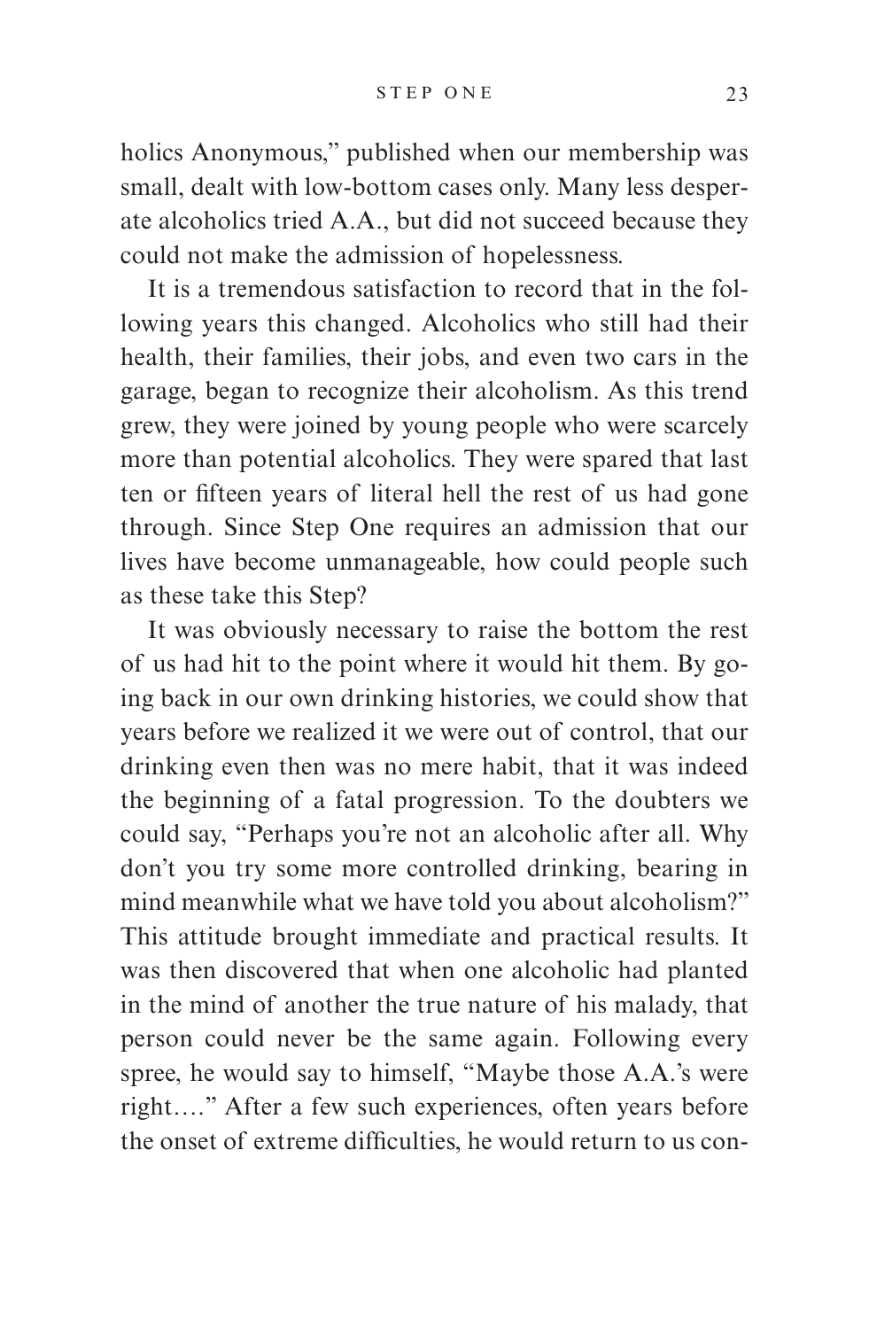holics Anonymous," published when our membership was small, dealt with low-bottom cases only. Many less desperate alcoholics tried A.A., but did not succeed because they could not make the admission of hopelessness.

It is a tremendous satisfaction to record that in the following years this changed. Alcoholics who still had their health, their families, their jobs, and even two cars in the garage, began to recognize their alcoholism. As this trend grew, they were joined by young people who were scarcely more than potential alcoholics. They were spared that last ten or fifteen years of literal hell the rest of us had gone through. Since Step One requires an admission that our lives have become unmanageable, how could people such as these take this Step?

It was obviously necessary to raise the bottom the rest of us had hit to the point where it would hit them. By going back in our own drinking histories, we could show that years before we realized it we were out of control, that our drinking even then was no mere habit, that it was indeed the beginning of a fatal progression. To the doubters we could say, "Perhaps you're not an alcoholic after all. Why don't you try some more controlled drinking, bearing in mind meanwhile what we have told you about alcoholism?" This attitude brought immediate and practical results. It was then discovered that when one alcoholic had planted in the mind of another the true nature of his malady, that person could never be the same again. Following every spree, he would say to himself, "Maybe those A.A.'s were right…." After a few such experiences, often years before the onset of extreme difficulties, he would return to us con-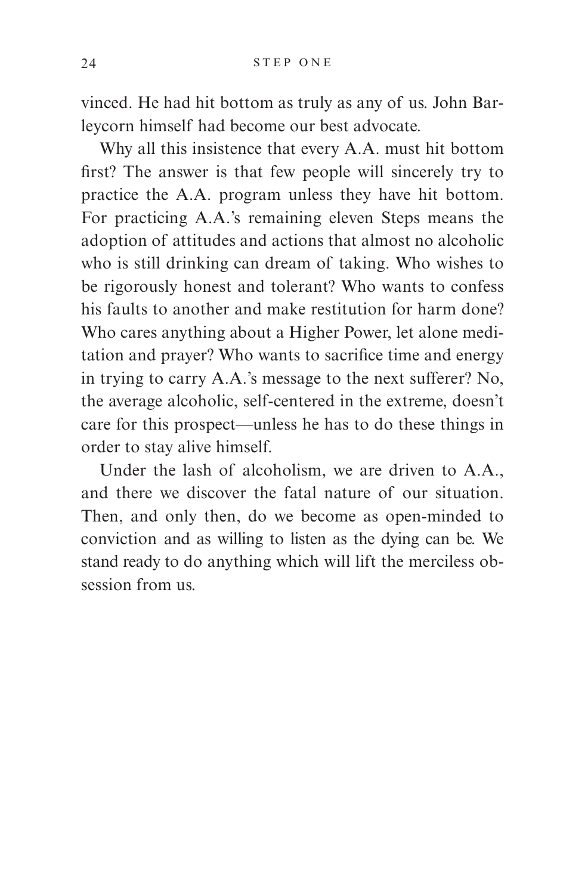vinced. He had hit bottom as truly as any of us. John Barleycorn himself had become our best advocate.

Why all this insistence that every A.A. must hit bottom first? The answer is that few people will sincerely try to practice the A.A. program unless they have hit bottom. For practicing A.A.'s remaining eleven Steps means the adoption of attitudes and actions that almost no alcoholic who is still drinking can dream of taking. Who wishes to be rigorously honest and tolerant? Who wants to confess his faults to another and make restitution for harm done? Who cares anything about a Higher Power, let alone meditation and prayer? Who wants to sacrifice time and energy in trying to carry A.A.'s message to the next sufferer? No, the average alcoholic, self-centered in the extreme, doesn't care for this prospect—unless he has to do these things in order to stay alive himself.

Under the lash of alcoholism, we are driven to A.A., and there we discover the fatal nature of our situation. Then, and only then, do we become as open-minded to conviction and as willing to listen as the dying can be. We stand ready to do anything which will lift the merciless obsession from us.